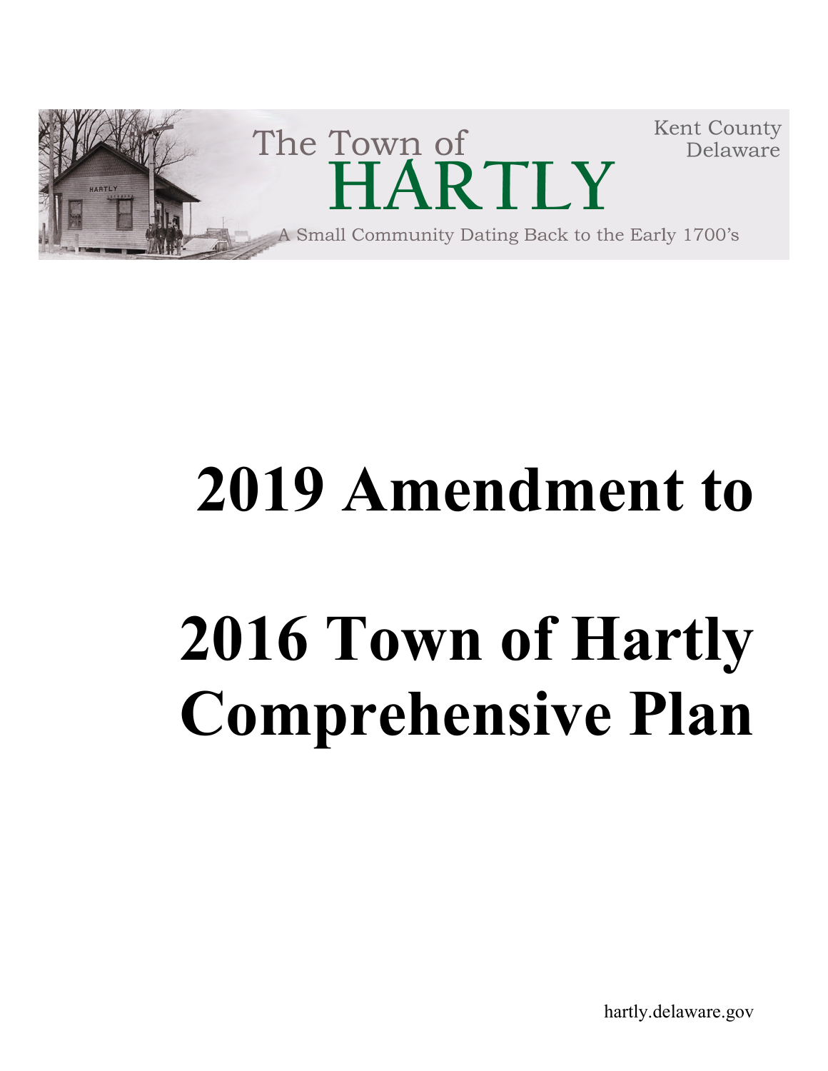The Town of

HARTLY

Kent County Delaware

A Small Community Dating Back to the Early 1700's

# 2019 Amendment to

# 2016 Town of Hartly Comprehensive Plan

hartly.delaware.gov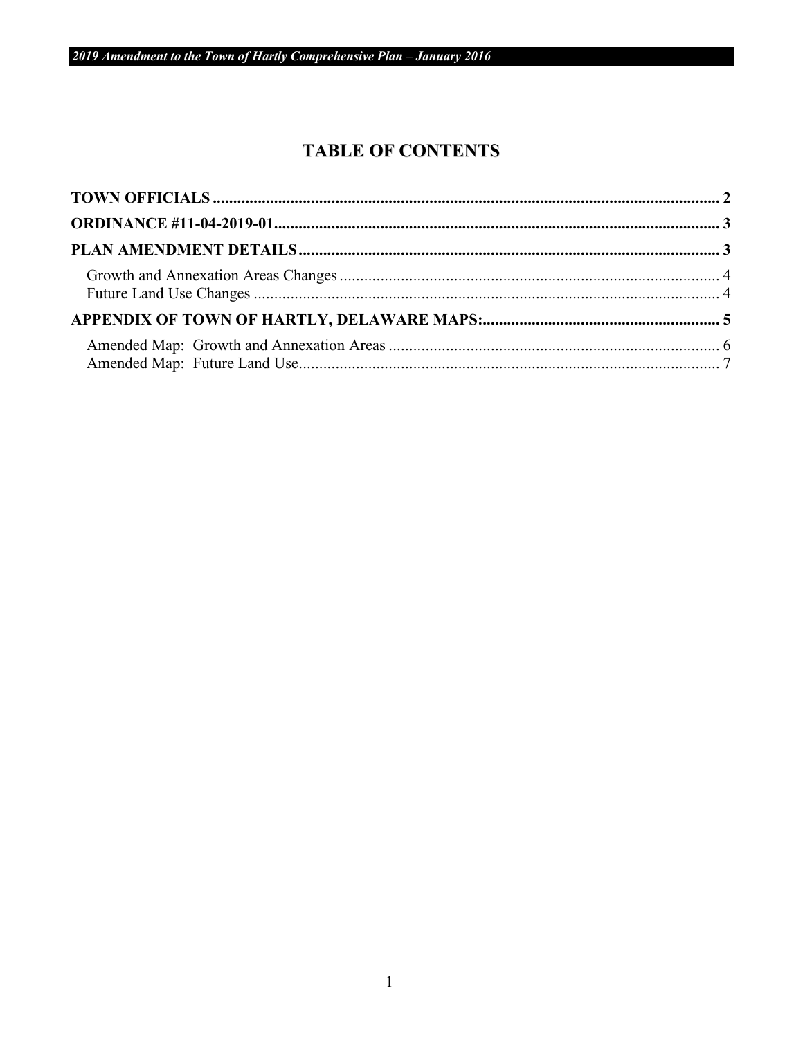# TABLE OF CONTENTS

**TOWN OFFICIALS** ..... **2**

**ORDINANCE #11-04-2019-01** ..... **3**

**PLAN AMENDMENT DETAILS** ..... **3**

- Growth and Annexation Areas Changes ..... 4
- Future Land Use Changes ..... 4

**APPENDIX OF TOWN OF HARTLY, DELAWARE MAPS:** ..... **5**

- Amended Map: Growth and Annexation Areas ..... 6
- Amended Map: Future Land Use ..... 7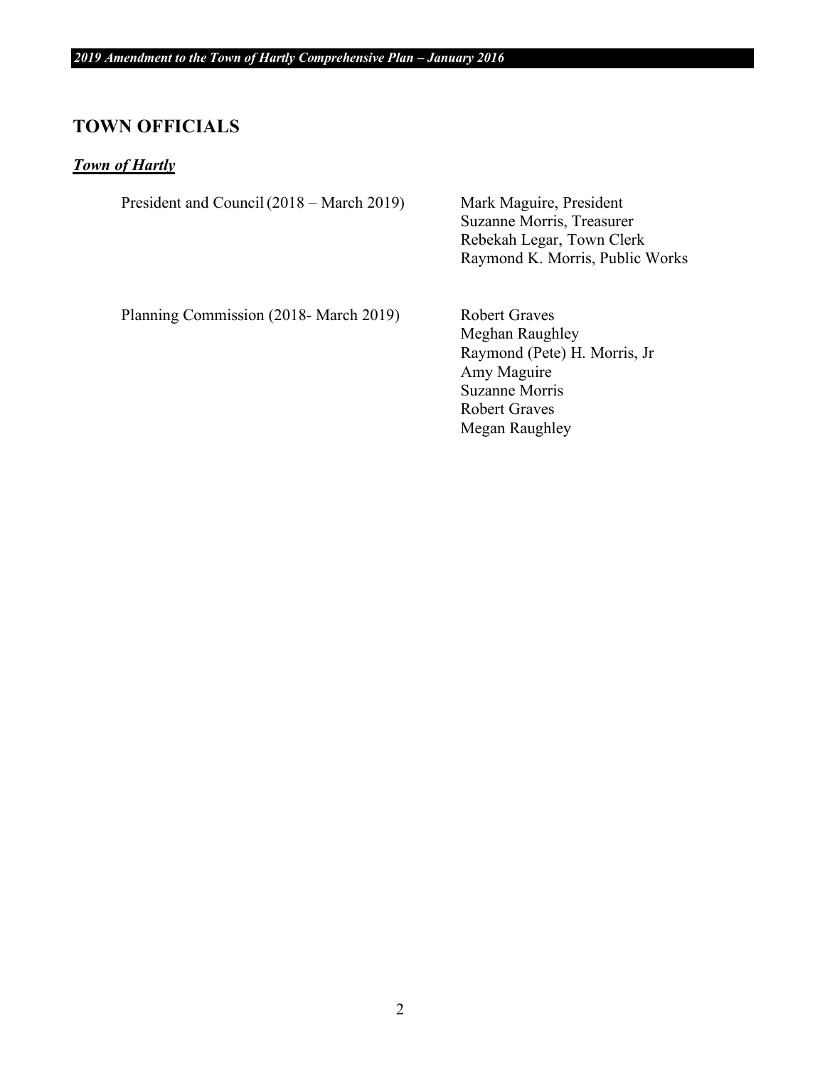## TOWN OFFICIALS

### ***Town of Hartly***

| | |
|---|---|
| President and Council (2018 – March 2019) | Mark Maguire, President<br>Suzanne Morris, Treasurer<br>Rebekah Legar, Town Clerk<br>Raymond K. Morris, Public Works |
| Planning Commission (2018- March 2019) | Robert Graves<br>Meghan Raughley<br>Raymond (Pete) H. Morris, Jr<br>Amy Maguire<br>Suzanne Morris<br>Robert Graves<br>Megan Raughley |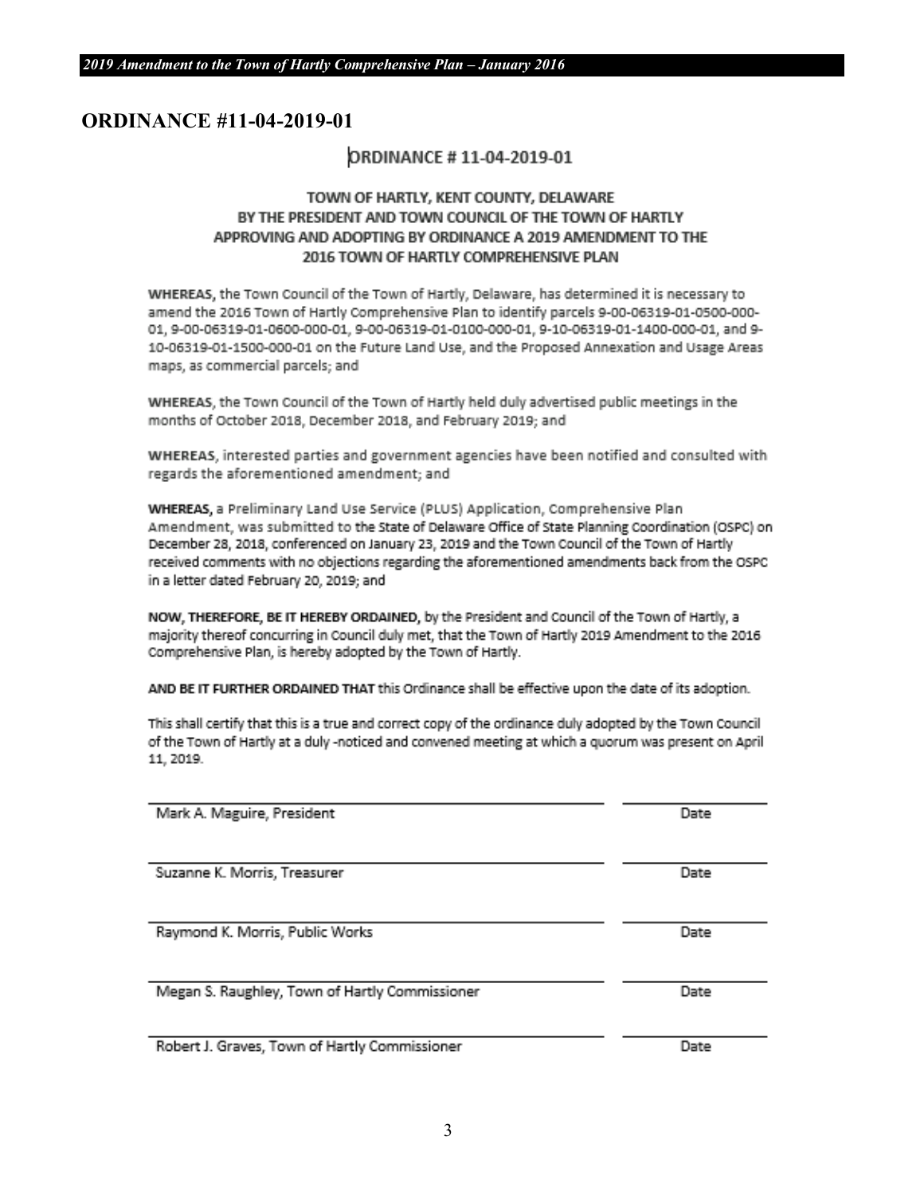## ORDINANCE #11-04-2019-01

### ORDINANCE # 11-04-2019-01

**TOWN OF HARTLY, KENT COUNTY, DELAWARE**
**BY THE PRESIDENT AND TOWN COUNCIL OF THE TOWN OF HARTLY**
**APPROVING AND ADOPTING BY ORDINANCE A 2019 AMENDMENT TO THE**
**2016 TOWN OF HARTLY COMPREHENSIVE PLAN**

**WHEREAS,** the Town Council of the Town of Hartly, Delaware, has determined it is necessary to amend the 2016 Town of Hartly Comprehensive Plan to identify parcels 9-00-06319-01-0500-000-01, 9-00-06319-01-0600-000-01, 9-00-06319-01-0100-000-01, 9-10-06319-01-1400-000-01, and 9-10-06319-01-1500-000-01 on the Future Land Use, and the Proposed Annexation and Usage Areas maps, as commercial parcels; and

**WHEREAS**, the Town Council of the Town of Hartly held duly advertised public meetings in the months of October 2018, December 2018, and February 2019; and

**WHEREAS**, interested parties and government agencies have been notified and consulted with regards the aforementioned amendment; and

**WHEREAS,** a Preliminary Land Use Service (PLUS) Application, Comprehensive Plan Amendment, was submitted to the State of Delaware Office of State Planning Coordination (OSPC) on December 28, 2018, conferenced on January 23, 2019 and the Town Council of the Town of Hartly received comments with no objections regarding the aforementioned amendments back from the OSPC in a letter dated February 20, 2019; and

**NOW, THEREFORE, BE IT HEREBY ORDAINED,** by the President and Council of the Town of Hartly, a majority thereof concurring in Council duly met, that the Town of Hartly 2019 Amendment to the 2016 Comprehensive Plan, is hereby adopted by the Town of Hartly.

**AND BE IT FURTHER ORDAINED THAT** this Ordinance shall be effective upon the date of its adoption.

This shall certify that this is a true and correct copy of the ordinance duly adopted by the Town Council of the Town of Hartly at a duly -noticed and convened meeting at which a quorum was present on April 11, 2019.

| | |
|---|---|
| Mark A. Maguire, President | Date |
| Suzanne K. Morris, Treasurer | Date |
| Raymond K. Morris, Public Works | Date |
| Megan S. Raughley, Town of Hartly Commissioner | Date |
| Robert J. Graves, Town of Hartly Commissioner | Date |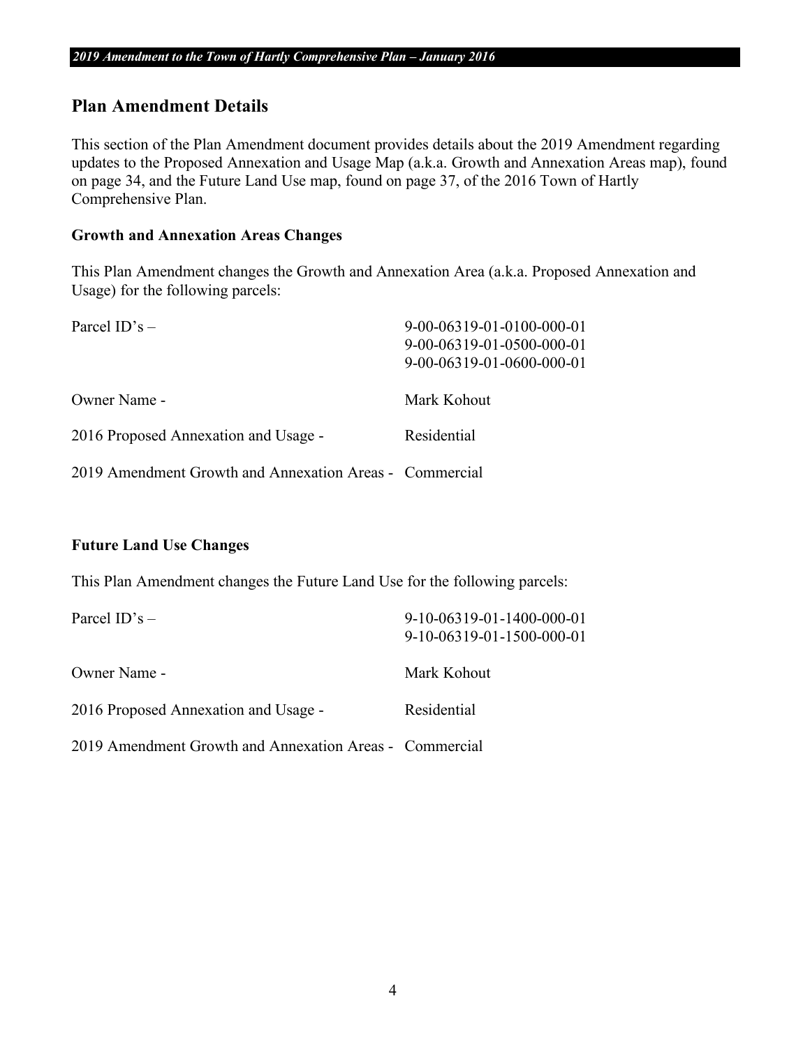## Plan Amendment Details

This section of the Plan Amendment document provides details about the 2019 Amendment regarding updates to the Proposed Annexation and Usage Map (a.k.a. Growth and Annexation Areas map), found on page 34, and the Future Land Use map, found on page 37, of the 2016 Town of Hartly Comprehensive Plan.

### Growth and Annexation Areas Changes

This Plan Amendment changes the Growth and Annexation Area (a.k.a. Proposed Annexation and Usage) for the following parcels:

| | |
|---|---|
| Parcel ID's – | 9-00-06319-01-0100-000-01<br>9-00-06319-01-0500-000-01<br>9-00-06319-01-0600-000-01 |
| Owner Name - | Mark Kohout |
| 2016 Proposed Annexation and Usage - | Residential |
| 2019 Amendment Growth and Annexation Areas - | Commercial |

### Future Land Use Changes

This Plan Amendment changes the Future Land Use for the following parcels:

| | |
|---|---|
| Parcel ID's – | 9-10-06319-01-1400-000-01<br>9-10-06319-01-1500-000-01 |
| Owner Name - | Mark Kohout |
| 2016 Proposed Annexation and Usage - | Residential |
| 2019 Amendment Growth and Annexation Areas - | Commercial |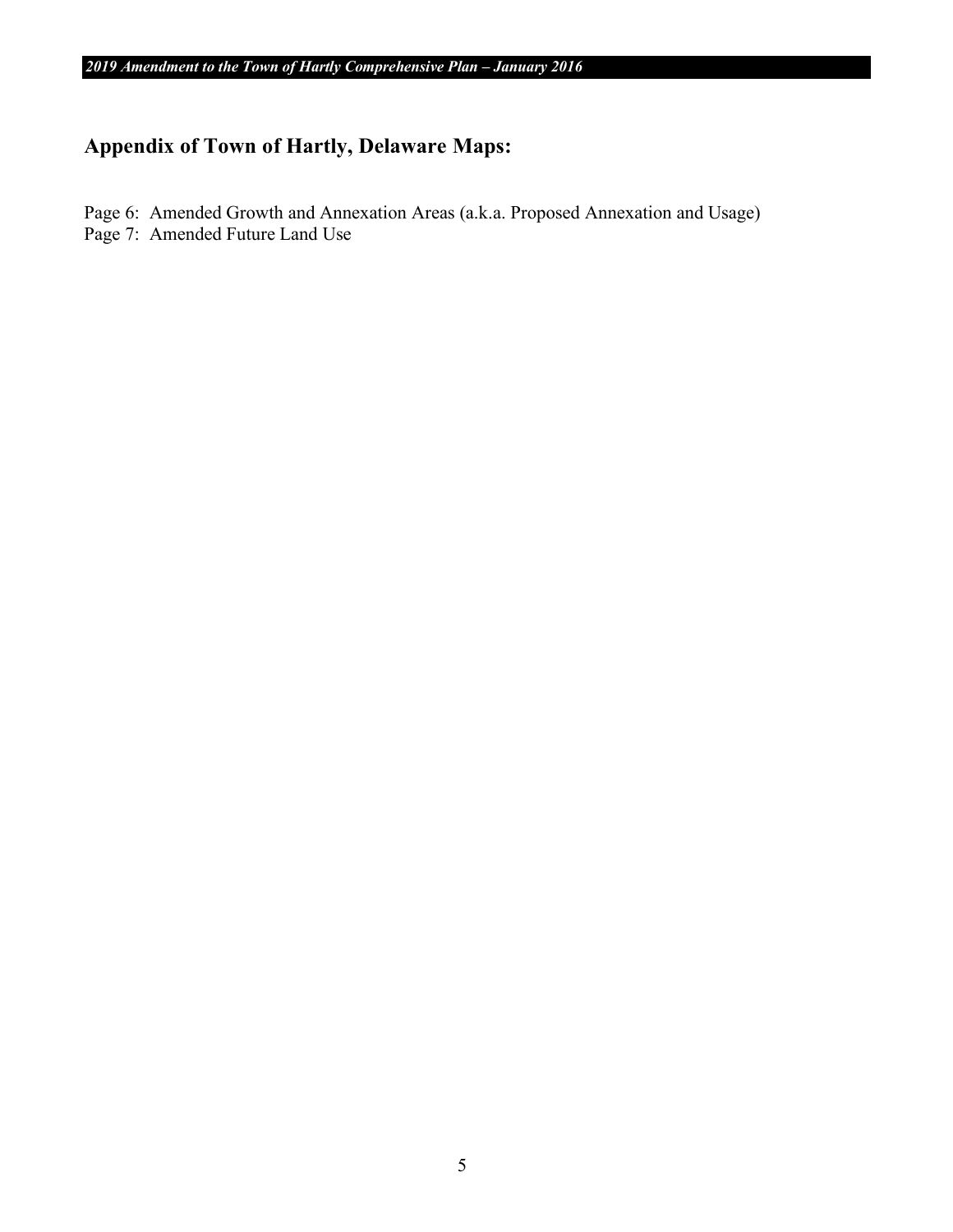## Appendix of Town of Hartly, Delaware Maps:

Page 6: Amended Growth and Annexation Areas (a.k.a. Proposed Annexation and Usage)
Page 7: Amended Future Land Use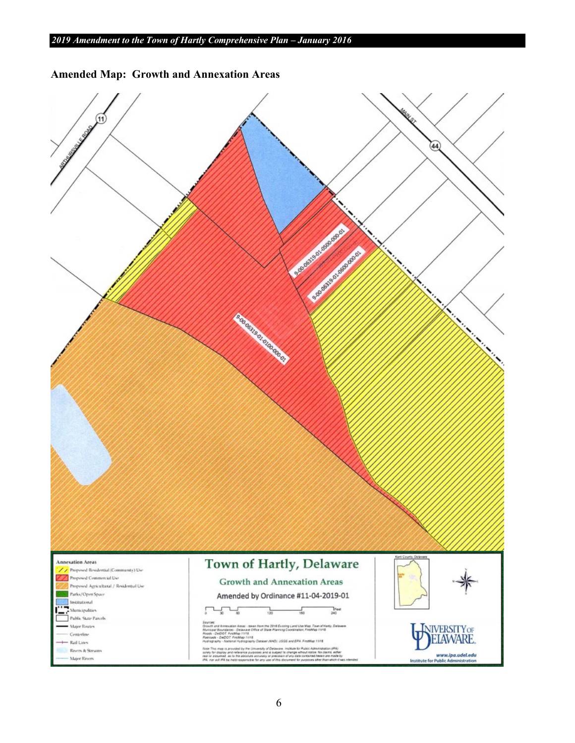## Amended Map: Growth and Annexation Areas

ARTHURSVILLE ROAD (11)

MAIN ST (44)

9-00-06319-01-0500-000-01

9-00-06319-01-0600-000-01

9-00-06319-01-0100-000-01

**Annexation Areas**

- Proposed Residential (Community) Use
- Proposed Commercial Use
- Proposed Agricultural / Residential Use
- Parks/Open Space
- Institutional
- Municipalities
- Public State Parcels
- Major Routes
- Centerline
- Rail Lines
- Rivers & Streams
- Major Rivers

# Town of Hartly, Delaware

## Growth and Annexation Areas

Amended by Ordinance #11-04-2019-01

0 30 60 120 180 240 Feet

Sources:
Growth and Annexation Areas - taken from the 2016 Existing Land Use Map, Town of Hartly, Delaware
Municipal Boundaries - Delaware Office of State Planning Coordination, FirstMap 11/18
Roads - DelDOT, FirstMap 11/18
Railroads - DelDOT, FirstMap 11/18
Hydrography - National Hydrography Dataset (NHD), USGS and EPA, FirstMap 11/18

Note: This map is provided by the University of Delaware, Institute for Public Administration (IPA) solely for display and reference purposes and is subject to change without notice. No claims, either real or assumed, as to the absolute accuracy or precision of any data contained herein are made by IPA, nor will IPA be held responsible for any use of this document for purposes other than which it was intended.

Kent County, Delaware

University of Delaware
www.ipa.udel.edu
Institute for Public Administration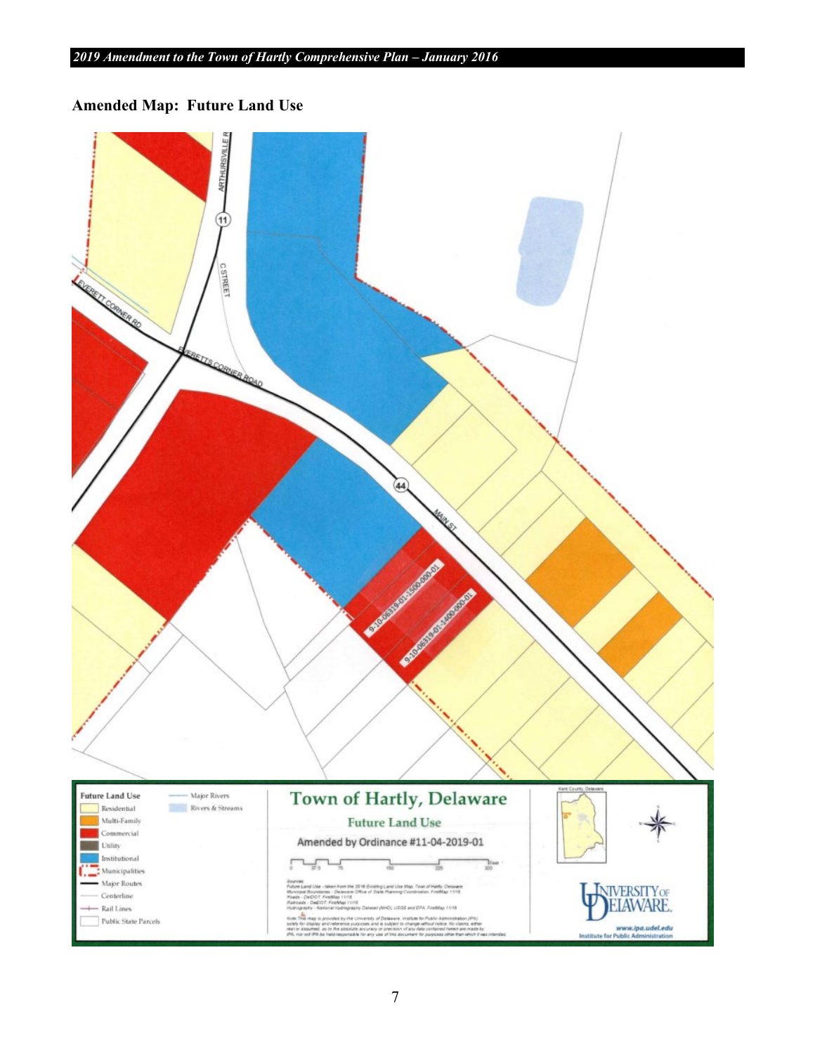## Amended Map: Future Land Use

ARTHURSVILLE R

11

C STREET

EVERETT CORNER RD

EVERETTS CORNER ROAD

44

MAIN ST

9-10-06319-01-1500-000-01

9-10-06319-01-1400-000-01

**Future Land Use**

Residential

Multi-Family

Commercial

Utility

Institutional

Municipalities

Major Routes

Centerline

Rail Lines

Public State Parcels

Major Rivers

Rivers & Streams

**Town of Hartly, Delaware**

**Future Land Use**

Amended by Ordinance #11-04-2019-01

0 37.5 75 150 225 300 Feet

Sources:
Future Land Use - taken from the 2016 Existing Land Use Map, Town of Hartly, Delaware
Municipal Boundaries - Delaware Office of State Planning Coordination, FirstMap 11/18
Roads - DelDOT, FirstMap 11/18
Railroads - DelDOT, FirstMap 11/18
Hydrography - National Hydrography Dataset (NHD), USGS and EPA, FirstMap 11/18

Note: This map is provided by the University of Delaware, Institute for Public Administration (IPA) solely for display and reference purposes and is subject to change without notice. No claims, either real or assumed, as to the absolute accuracy or precision of any data contained herein are made by IPA, nor will IPA be held responsible for any use of this document for purposes other than which it was intended.

Kent County, Delaware

University of Delaware

www.ipa.udel.edu

Institute for Public Administration